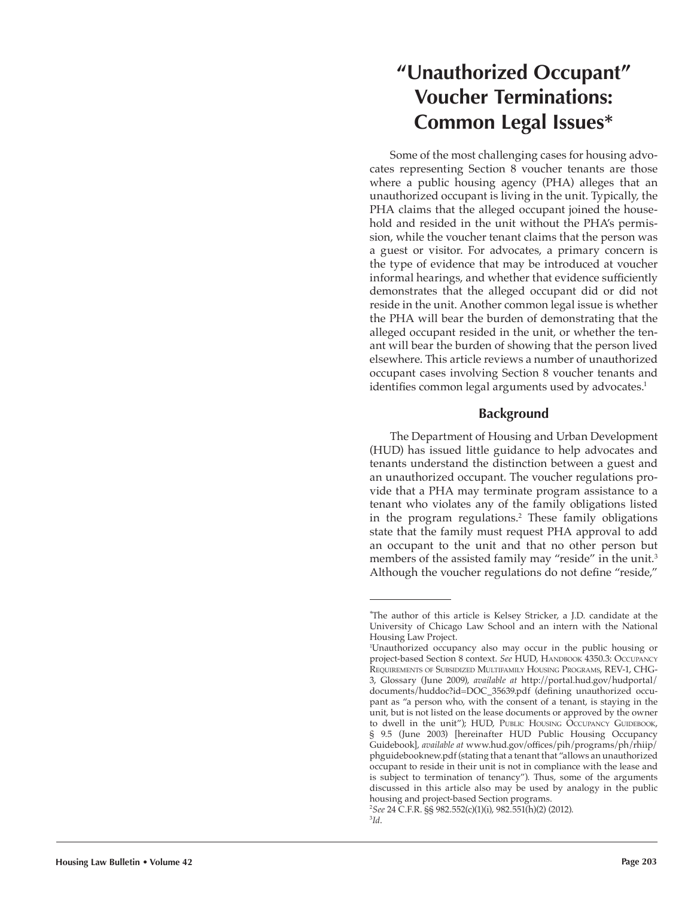# "Unauthorized Occupant" Voucher Terminations: Common Legal Issues*

Some of the most challenging cases for housing advocates representing Section 8 voucher tenants are those where a public housing agency (PHA) alleges that an unauthorized occupant is living in the unit. Typically, the PHA claims that the alleged occupant joined the household and resided in the unit without the PHA's permission, while the voucher tenant claims that the person was a guest or visitor. For advocates, a primary concern is the type of evidence that may be introduced at voucher informal hearings, and whether that evidence sufficiently demonstrates that the alleged occupant did or did not reside in the unit. Another common legal issue is whether the PHA will bear the burden of demonstrating that the alleged occupant resided in the unit, or whether the tenant will bear the burden of showing that the person lived elsewhere. This article reviews a number of unauthorized occupant cases involving Section 8 voucher tenants and identifies common legal arguments used by advocates.[1]

## Background

The Department of Housing and Urban Development (HUD) has issued little guidance to help advocates and tenants understand the distinction between a guest and an unauthorized occupant. The voucher regulations provide that a PHA may terminate program assistance to a tenant who violates any of the family obligations listed in the program regulations.[2] These family obligations state that the family must request PHA approval to add an occupant to the unit and that no other person but members of the assisted family may "reside" in the unit.[3] Although the voucher regulations do not define "reside,"

---

*The author of this article is Kelsey Stricker, a J.D. candidate at the University of Chicago Law School and an intern with the National Housing Law Project.

[1] Unauthorized occupancy also may occur in the public housing or project-based Section 8 context. *See* HUD, Handbook 4350.3: Occupancy Requirements of Subsidized Multifamily Housing Programs, REV-1, CHG-3, Glossary (June 2009), *available at* http://portal.hud.gov/hudportal/documents/huddoc?id=DOC_35639.pdf (defining unauthorized occupant as "a person who, with the consent of a tenant, is staying in the unit, but is not listed on the lease documents or approved by the owner to dwell in the unit"); HUD, Public Housing Occupancy Guidebook, § 9.5 (June 2003) [hereinafter HUD Public Housing Occupancy Guidebook], *available at* www.hud.gov/offices/pih/programs/ph/rhiip/phguidebooknew.pdf (stating that a tenant that "allows an unauthorized occupant to reside in their unit is not in compliance with the lease and is subject to termination of tenancy"). Thus, some of the arguments discussed in this article also may be used by analogy in the public housing and project-based Section programs.

[2] *See* 24 C.F.R. §§ 982.552(c)(1)(i), 982.551(h)(2) (2012).

[3] *Id*.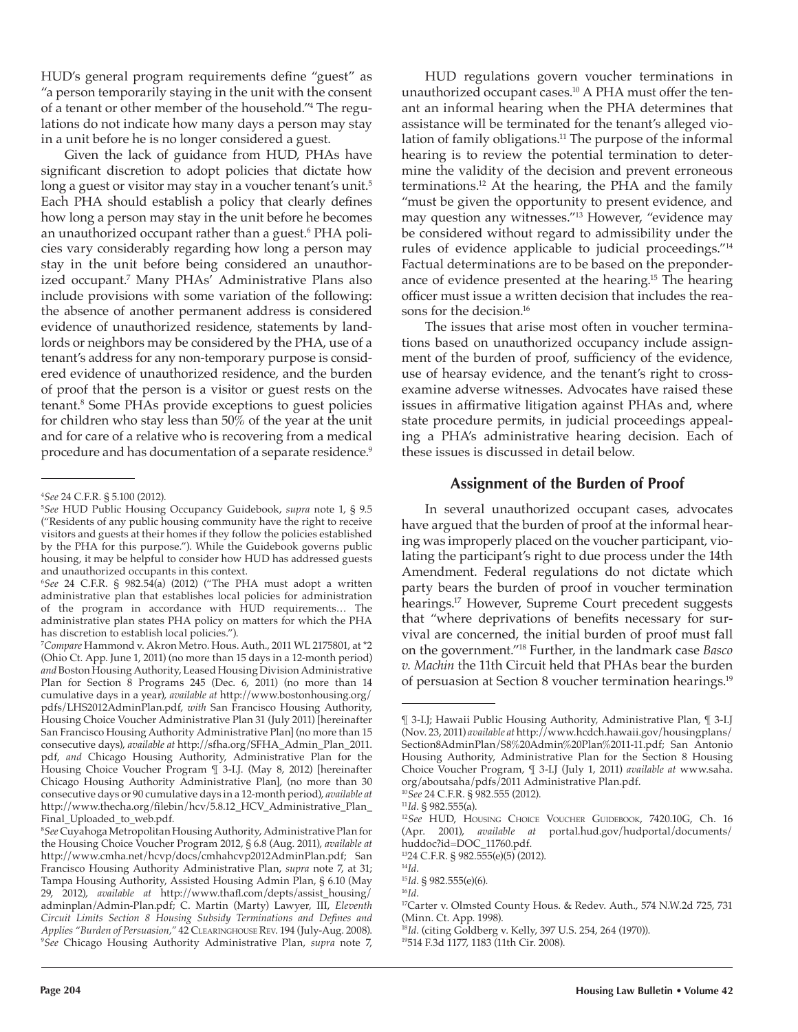HUD's general program requirements define "guest" as "a person temporarily staying in the unit with the consent of a tenant or other member of the household."[4] The regulations do not indicate how many days a person may stay in a unit before he is no longer considered a guest.

Given the lack of guidance from HUD, PHAs have significant discretion to adopt policies that dictate how long a guest or visitor may stay in a voucher tenant's unit.[5] Each PHA should establish a policy that clearly defines how long a person may stay in the unit before he becomes an unauthorized occupant rather than a guest.[6] PHA policies vary considerably regarding how long a person may stay in the unit before being considered an unauthorized occupant.[7] Many PHAs' Administrative Plans also include provisions with some variation of the following: the absence of another permanent address is considered evidence of unauthorized residence, statements by landlords or neighbors may be considered by the PHA, use of a tenant's address for any non-temporary purpose is considered evidence of unauthorized residence, and the burden of proof that the person is a visitor or guest rests on the tenant.[8] Some PHAs provide exceptions to guest policies for children who stay less than 50% of the year at the unit and for care of a relative who is recovering from a medical procedure and has documentation of a separate residence.[9]

HUD regulations govern voucher terminations in unauthorized occupant cases.[10] A PHA must offer the tenant an informal hearing when the PHA determines that assistance will be terminated for the tenant's alleged violation of family obligations.[11] The purpose of the informal hearing is to review the potential termination to determine the validity of the decision and prevent erroneous terminations.[12] At the hearing, the PHA and the family "must be given the opportunity to present evidence, and may question any witnesses."[13] However, "evidence may be considered without regard to admissibility under the rules of evidence applicable to judicial proceedings."[14] Factual determinations are to be based on the preponderance of evidence presented at the hearing.[15] The hearing officer must issue a written decision that includes the reasons for the decision.[16]

The issues that arise most often in voucher terminations based on unauthorized occupancy include assignment of the burden of proof, sufficiency of the evidence, use of hearsay evidence, and the tenant's right to cross-examine adverse witnesses. Advocates have raised these issues in affirmative litigation against PHAs and, where state procedure permits, in judicial proceedings appealing a PHA's administrative hearing decision. Each of these issues is discussed in detail below.

## Assignment of the Burden of Proof

In several unauthorized occupant cases, advocates have argued that the burden of proof at the informal hearing was improperly placed on the voucher participant, violating the participant's right to due process under the 14th Amendment. Federal regulations do not dictate which party bears the burden of proof in voucher termination hearings.[17] However, Supreme Court precedent suggests that "where deprivations of benefits necessary for survival are concerned, the initial burden of proof must fall on the government."[18] Further, in the landmark case *Basco v. Machin* the 11th Circuit held that PHAs bear the burden of persuasion at Section 8 voucher termination hearings.[19]

---

[4] *See* 24 C.F.R. § 5.100 (2012).

[5] *See* HUD Public Housing Occupancy Guidebook, *supra* note 1, § 9.5 ("Residents of any public housing community have the right to receive visitors and guests at their homes if they follow the policies established by the PHA for this purpose."). While the Guidebook governs public housing, it may be helpful to consider how HUD has addressed guests and unauthorized occupants in this context.

[6] *See* 24 C.F.R. § 982.54(a) (2012) ("The PHA must adopt a written administrative plan that establishes local policies for administration of the program in accordance with HUD requirements… The administrative plan states PHA policy on matters for which the PHA has discretion to establish local policies.").

[7] *Compare* Hammond v. Akron Metro. Hous. Auth., 2011 WL 2175801, at *2 (Ohio Ct. App. June 1, 2011) (no more than 15 days in a 12-month period) *and* Boston Housing Authority, Leased Housing Division Administrative Plan for Section 8 Programs 245 (Dec. 6, 2011) (no more than 14 cumulative days in a year), *available at* http://www.bostonhousing.org/pdfs/LHS2012AdminPlan.pdf, *with* San Francisco Housing Authority, Housing Choice Voucher Administrative Plan 31 (July 2011) [hereinafter San Francisco Housing Authority Administrative Plan] (no more than 15 consecutive days), *available at* http://sfha.org/SFHA_Admin_Plan_2011.pdf, *and* Chicago Housing Authority, Administrative Plan for the Housing Choice Voucher Program ¶ 3-I.J. (May 8, 2012) [hereinafter Chicago Housing Authority Administrative Plan], (no more than 30 consecutive days or 90 cumulative days in a 12-month period), *available at* http://www.thecha.org/filebin/hcv/5.8.12_HCV_Administrative_Plan_Final_Uploaded_to_web.pdf.

[8] *See* Cuyahoga Metropolitan Housing Authority, Administrative Plan for the Housing Choice Voucher Program 2012, § 6.8 (Aug. 2011), *available at* http://www.cmha.net/hcvp/docs/cmhahcvp2012AdminPlan.pdf; San Francisco Housing Authority Administrative Plan, *supra* note 7, at 31; Tampa Housing Authority, Assisted Housing Admin Plan, § 6.10 (May 29, 2012), *available at* http://www.thafl.com/depts/assist_housing/adminplan/Admin-Plan.pdf; C. Martin (Marty) Lawyer, III, *Eleventh Circuit Limits Section 8 Housing Subsidy Terminations and Defines and Applies "Burden of Persuasion,"* 42 Clearinghouse Rev. 194 (July-Aug. 2008).

[9] *See* Chicago Housing Authority Administrative Plan, *supra* note 7, ¶ 3-I.J; Hawaii Public Housing Authority, Administrative Plan, ¶ 3-I.J (Nov. 23, 2011) *available at* http://www.hcdch.hawaii.gov/housingplans/Section8AdminPlan/S8%20Admin%20Plan%2011-11.pdf; San Antonio Housing Authority, Administrative Plan for the Section 8 Housing Choice Voucher Program, ¶ 3-I.J (July 1, 2011) *available at* www.saha.org/aboutsaha/pdfs/2011 Administrative Plan.pdf.

[10] *See* 24 C.F.R. § 982.555 (2012).

[11] *Id*. § 982.555(a).

[12] *See* HUD, Housing Choice Voucher Guidebook, 7420.10G, Ch. 16 (Apr. 2001), *available at* portal.hud.gov/hudportal/documents/huddoc?id=DOC_11760.pdf.

[13] 24 C.F.R. § 982.555(e)(5) (2012).

[14] *Id*.

[15] *Id*. § 982.555(e)(6).

[16] *Id*.

[17] Carter v. Olmsted County Hous. & Redev. Auth., 574 N.W.2d 725, 731 (Minn. Ct. App. 1998).

[18] *Id*. (citing Goldberg v. Kelly, 397 U.S. 254, 264 (1970)).

[19] 514 F.3d 1177, 1183 (11th Cir. 2008).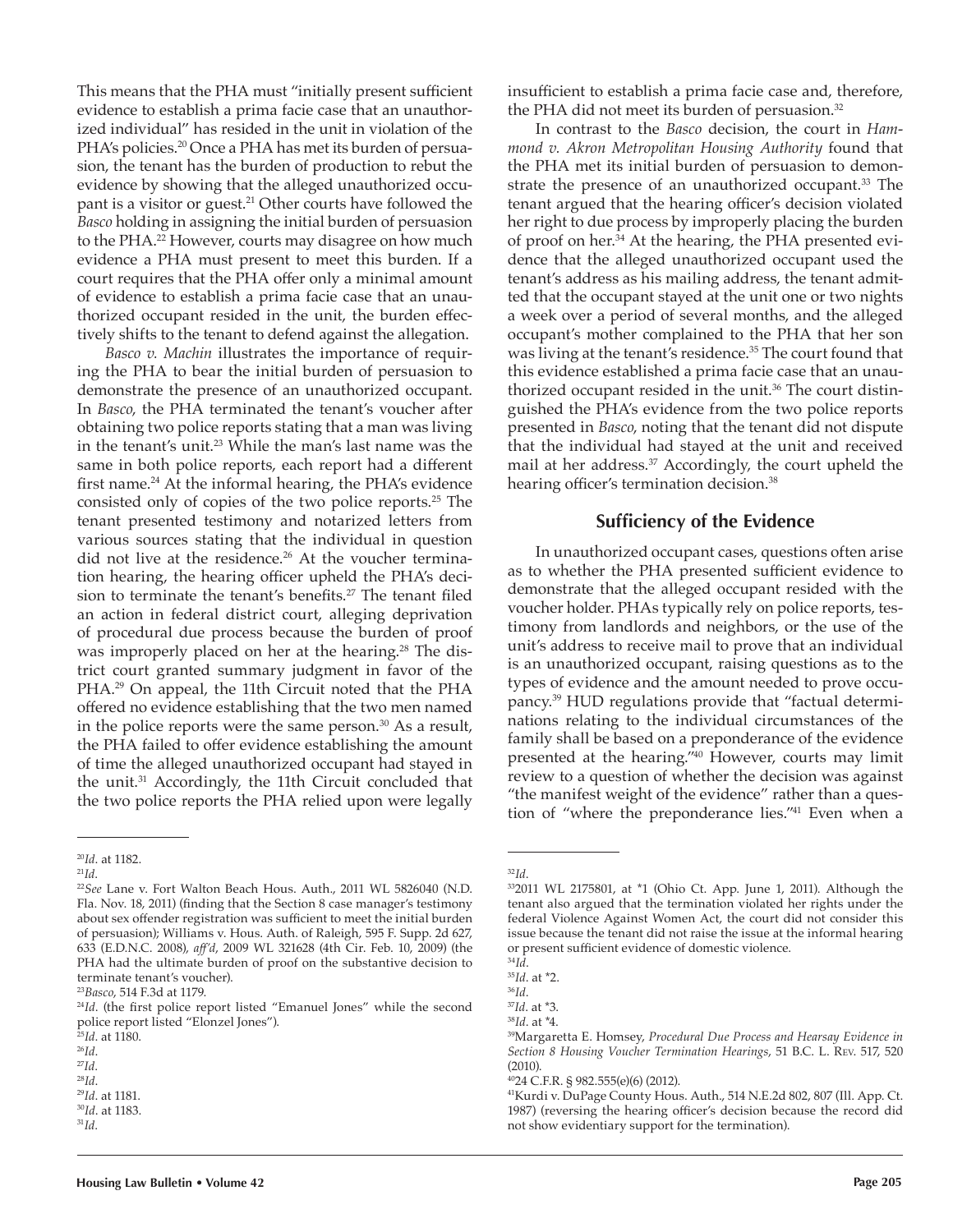This means that the PHA must "initially present sufficient evidence to establish a prima facie case that an unauthorized individual" has resided in the unit in violation of the PHA's policies.[20] Once a PHA has met its burden of persuasion, the tenant has the burden of production to rebut the evidence by showing that the alleged unauthorized occupant is a visitor or guest.[21] Other courts have followed the *Basco* holding in assigning the initial burden of persuasion to the PHA.[22] However, courts may disagree on how much evidence a PHA must present to meet this burden. If a court requires that the PHA offer only a minimal amount of evidence to establish a prima facie case that an unauthorized occupant resided in the unit, the burden effectively shifts to the tenant to defend against the allegation.

*Basco v. Machin* illustrates the importance of requiring the PHA to bear the initial burden of persuasion to demonstrate the presence of an unauthorized occupant. In *Basco*, the PHA terminated the tenant's voucher after obtaining two police reports stating that a man was living in the tenant's unit.[23] While the man's last name was the same in both police reports, each report had a different first name.[24] At the informal hearing, the PHA's evidence consisted only of copies of the two police reports.[25] The tenant presented testimony and notarized letters from various sources stating that the individual in question did not live at the residence.[26] At the voucher termination hearing, the hearing officer upheld the PHA's decision to terminate the tenant's benefits.[27] The tenant filed an action in federal district court, alleging deprivation of procedural due process because the burden of proof was improperly placed on her at the hearing.[28] The district court granted summary judgment in favor of the PHA.[29] On appeal, the 11th Circuit noted that the PHA offered no evidence establishing that the two men named in the police reports were the same person.[30] As a result, the PHA failed to offer evidence establishing the amount of time the alleged unauthorized occupant had stayed in the unit.[31] Accordingly, the 11th Circuit concluded that the two police reports the PHA relied upon were legally insufficient to establish a prima facie case and, therefore, the PHA did not meet its burden of persuasion.[32]

In contrast to the *Basco* decision, the court in *Hammond v. Akron Metropolitan Housing Authority* found that the PHA met its initial burden of persuasion to demonstrate the presence of an unauthorized occupant.[33] The tenant argued that the hearing officer's decision violated her right to due process by improperly placing the burden of proof on her.[34] At the hearing, the PHA presented evidence that the alleged unauthorized occupant used the tenant's address as his mailing address, the tenant admitted that the occupant stayed at the unit one or two nights a week over a period of several months, and the alleged occupant's mother complained to the PHA that her son was living at the tenant's residence.[35] The court found that this evidence established a prima facie case that an unauthorized occupant resided in the unit.[36] The court distinguished the PHA's evidence from the two police reports presented in *Basco*, noting that the tenant did not dispute that the individual had stayed at the unit and received mail at her address.[37] Accordingly, the court upheld the hearing officer's termination decision.[38]

## Sufficiency of the Evidence

In unauthorized occupant cases, questions often arise as to whether the PHA presented sufficient evidence to demonstrate that the alleged occupant resided with the voucher holder. PHAs typically rely on police reports, testimony from landlords and neighbors, or the use of the unit's address to receive mail to prove that an individual is an unauthorized occupant, raising questions as to the types of evidence and the amount needed to prove occupancy.[39] HUD regulations provide that "factual determinations relating to the individual circumstances of the family shall be based on a preponderance of the evidence presented at the hearing."[40] However, courts may limit review to a question of whether the decision was against "the manifest weight of the evidence" rather than a question of "where the preponderance lies."[41] Even when a

---

[20] *Id.* at 1182.

[21] *Id.*

[22] *See* Lane v. Fort Walton Beach Hous. Auth., 2011 WL 5826040 (N.D. Fla. Nov. 18, 2011) (finding that the Section 8 case manager's testimony about sex offender registration was sufficient to meet the initial burden of persuasion); Williams v. Hous. Auth. of Raleigh, 595 F. Supp. 2d 627, 633 (E.D.N.C. 2008), *aff'd*, 2009 WL 321628 (4th Cir. Feb. 10, 2009) (the PHA had the ultimate burden of proof on the substantive decision to terminate tenant's voucher).

[23] *Basco*, 514 F.3d at 1179.

[24] *Id.* (the first police report listed "Emanuel Jones" while the second police report listed "Elonzel Jones").

[25] *Id.* at 1180.

[26] *Id.*

[27] *Id.*

[28] *Id.*

[29] *Id.* at 1181.

[30] *Id.* at 1183.

[31] *Id.*

[32] *Id.*

[33] 2011 WL 2175801, at *1 (Ohio Ct. App. June 1, 2011). Although the tenant also argued that the termination violated her rights under the federal Violence Against Women Act, the court did not consider this issue because the tenant did not raise the issue at the informal hearing or present sufficient evidence of domestic violence.

[34] *Id.*

[35] *Id.* at *2.

[36] *Id.*

[37] *Id.* at *3.

[38] *Id.* at *4.

[39] Margaretta E. Homsey, *Procedural Due Process and Hearsay Evidence in Section 8 Housing Voucher Termination Hearings*, 51 B.C. L. Rev. 517, 520 (2010).

[40] 24 C.F.R. § 982.555(e)(6) (2012).

[41] Kurdi v. DuPage County Hous. Auth., 514 N.E.2d 802, 807 (Ill. App. Ct. 1987) (reversing the hearing officer's decision because the record did not show evidentiary support for the termination).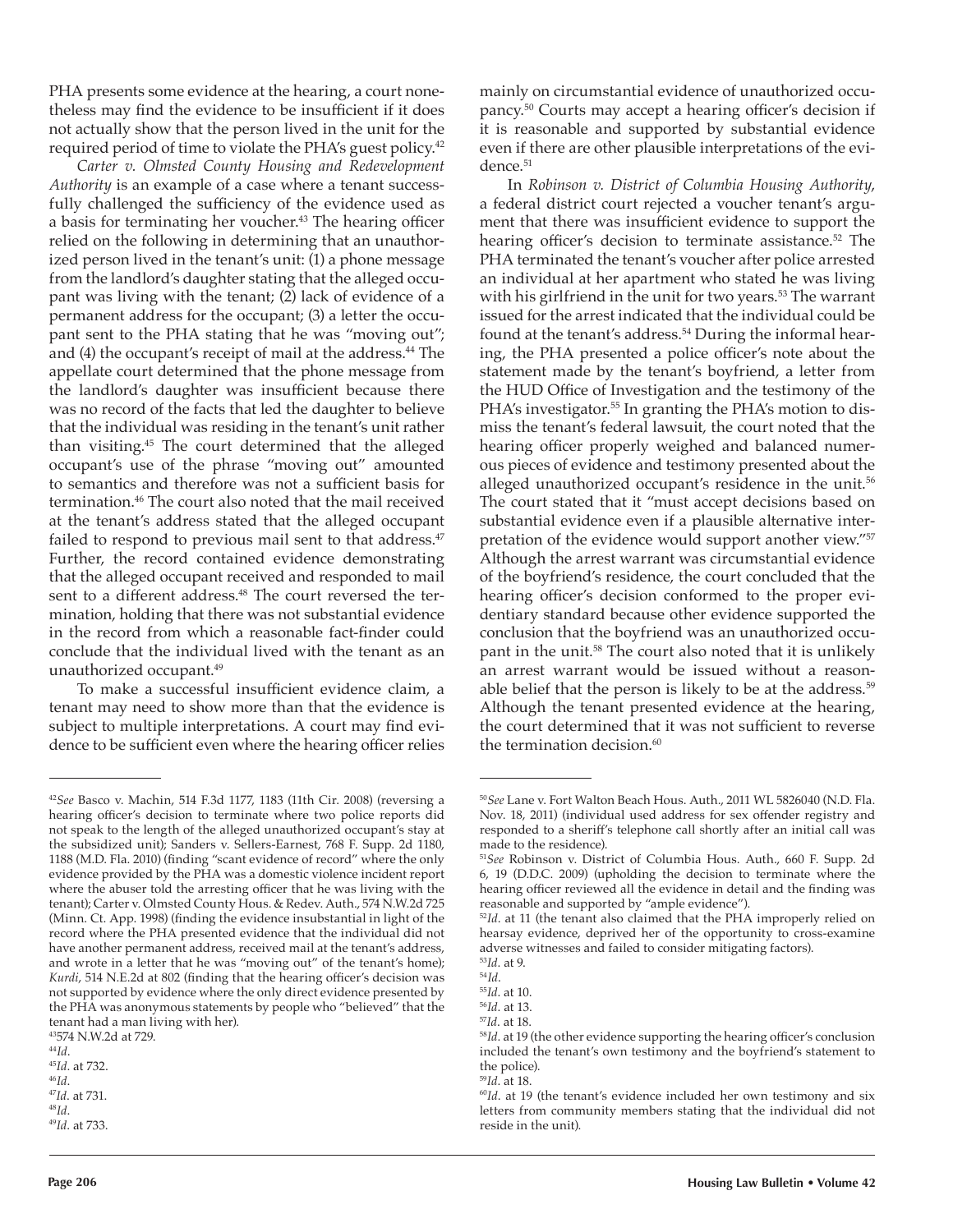PHA presents some evidence at the hearing, a court nonetheless may find the evidence to be insufficient if it does not actually show that the person lived in the unit for the required period of time to violate the PHA's guest policy.[42]

*Carter v. Olmsted County Housing and Redevelopment Authority* is an example of a case where a tenant successfully challenged the sufficiency of the evidence used as a basis for terminating her voucher.[43] The hearing officer relied on the following in determining that an unauthorized person lived in the tenant's unit: (1) a phone message from the landlord's daughter stating that the alleged occupant was living with the tenant; (2) lack of evidence of a permanent address for the occupant; (3) a letter the occupant sent to the PHA stating that he was "moving out"; and (4) the occupant's receipt of mail at the address.[44] The appellate court determined that the phone message from the landlord's daughter was insufficient because there was no record of the facts that led the daughter to believe that the individual was residing in the tenant's unit rather than visiting.[45] The court determined that the alleged occupant's use of the phrase "moving out" amounted to semantics and therefore was not a sufficient basis for termination.[46] The court also noted that the mail received at the tenant's address stated that the alleged occupant failed to respond to previous mail sent to that address.[47] Further, the record contained evidence demonstrating that the alleged occupant received and responded to mail sent to a different address.[48] The court reversed the termination, holding that there was not substantial evidence in the record from which a reasonable fact-finder could conclude that the individual lived with the tenant as an unauthorized occupant.[49]

To make a successful insufficient evidence claim, a tenant may need to show more than that the evidence is subject to multiple interpretations. A court may find evidence to be sufficient even where the hearing officer relies mainly on circumstantial evidence of unauthorized occupancy.[50] Courts may accept a hearing officer's decision if it is reasonable and supported by substantial evidence even if there are other plausible interpretations of the evidence.[51]

In *Robinson v. District of Columbia Housing Authority*, a federal district court rejected a voucher tenant's argument that there was insufficient evidence to support the hearing officer's decision to terminate assistance.[52] The PHA terminated the tenant's voucher after police arrested an individual at her apartment who stated he was living with his girlfriend in the unit for two years.[53] The warrant issued for the arrest indicated that the individual could be found at the tenant's address.[54] During the informal hearing, the PHA presented a police officer's note about the statement made by the tenant's boyfriend, a letter from the HUD Office of Investigation and the testimony of the PHA's investigator.[55] In granting the PHA's motion to dismiss the tenant's federal lawsuit, the court noted that the hearing officer properly weighed and balanced numerous pieces of evidence and testimony presented about the alleged unauthorized occupant's residence in the unit.[56] The court stated that it "must accept decisions based on substantial evidence even if a plausible alternative interpretation of the evidence would support another view."[57] Although the arrest warrant was circumstantial evidence of the boyfriend's residence, the court concluded that the hearing officer's decision conformed to the proper evidentiary standard because other evidence supported the conclusion that the boyfriend was an unauthorized occupant in the unit.[58] The court also noted that it is unlikely an arrest warrant would be issued without a reasonable belief that the person is likely to be at the address.[59] Although the tenant presented evidence at the hearing, the court determined that it was not sufficient to reverse the termination decision.[60]

---

[42]*See* Basco v. Machin, 514 F.3d 1177, 1183 (11th Cir. 2008) (reversing a hearing officer's decision to terminate where two police reports did not speak to the length of the alleged unauthorized occupant's stay at the subsidized unit); Sanders v. Sellers-Earnest, 768 F. Supp. 2d 1180, 1188 (M.D. Fla. 2010) (finding "scant evidence of record" where the only evidence provided by the PHA was a domestic violence incident report where the abuser told the arresting officer that he was living with the tenant); Carter v. Olmsted County Hous. & Redev. Auth., 574 N.W.2d 725 (Minn. Ct. App. 1998) (finding the evidence insubstantial in light of the record where the PHA presented evidence that the individual did not have another permanent address, received mail at the tenant's address, and wrote in a letter that he was "moving out" of the tenant's home); *Kurdi*, 514 N.E.2d at 802 (finding that the hearing officer's decision was not supported by evidence where the only direct evidence presented by the PHA was anonymous statements by people who "believed" that the tenant had a man living with her).

[43]574 N.W.2d at 729.

[44]*Id*.

[45]*Id*. at 732.

[46]*Id*.

[47]*Id*. at 731.

[48]*Id*.

[49]*Id*. at 733.

[50]*See* Lane v. Fort Walton Beach Hous. Auth., 2011 WL 5826040 (N.D. Fla. Nov. 18, 2011) (individual used address for sex offender registry and responded to a sheriff's telephone call shortly after an initial call was made to the residence).

[51]*See* Robinson v. District of Columbia Hous. Auth., 660 F. Supp. 2d 6, 19 (D.D.C. 2009) (upholding the decision to terminate where the hearing officer reviewed all the evidence in detail and the finding was reasonable and supported by "ample evidence").

[52]*Id*. at 11 (the tenant also claimed that the PHA improperly relied on hearsay evidence, deprived her of the opportunity to cross-examine adverse witnesses and failed to consider mitigating factors).

[53]*Id*. at 9.

[54]*Id*.

[55]*Id*. at 10.

[56]*Id*. at 13.

[57]*Id*. at 18.

[58]*Id*. at 19 (the other evidence supporting the hearing officer's conclusion included the tenant's own testimony and the boyfriend's statement to the police).

[59]*Id*. at 18.

[60]*Id*. at 19 (the tenant's evidence included her own testimony and six letters from community members stating that the individual did not reside in the unit).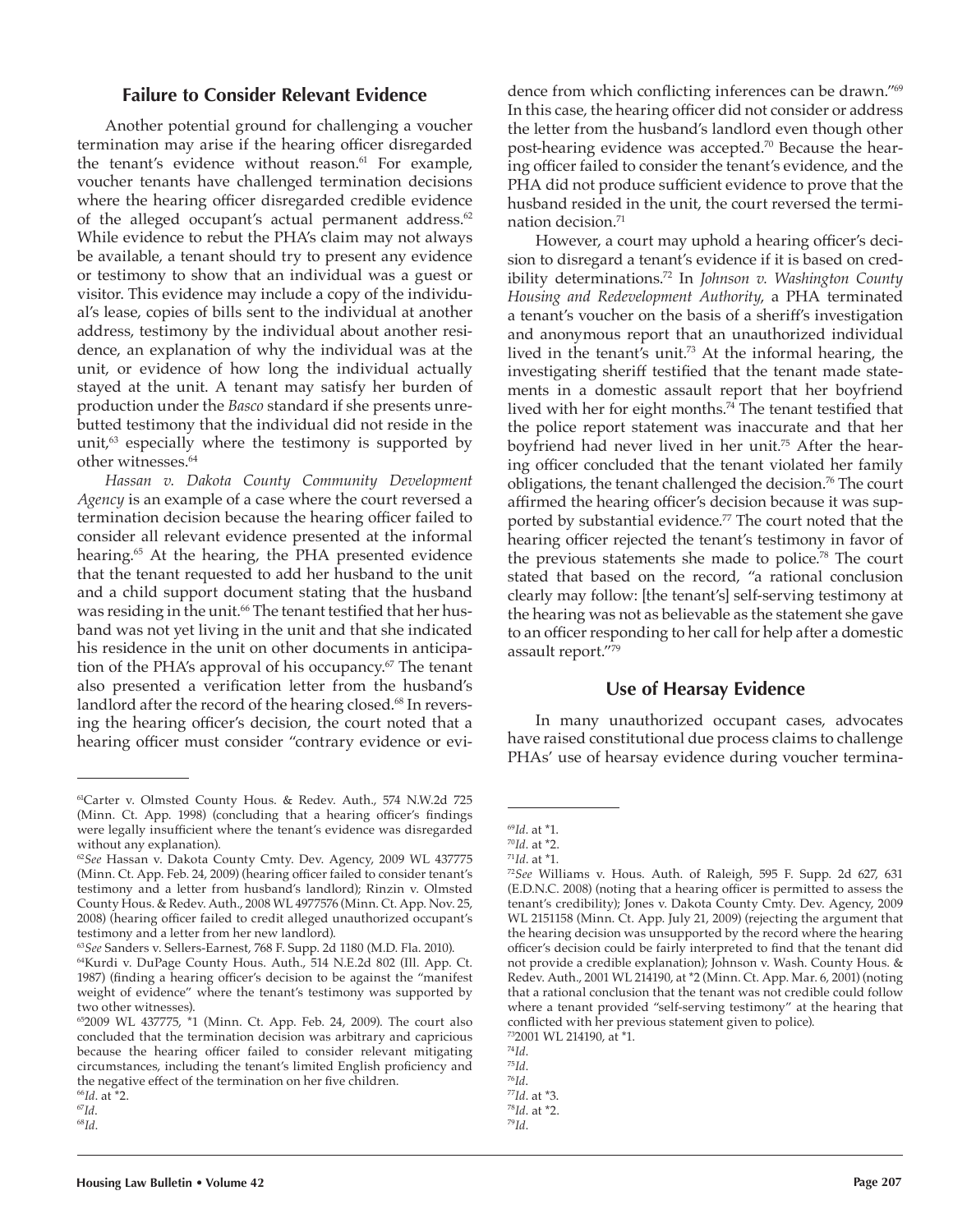## Failure to Consider Relevant Evidence

Another potential ground for challenging a voucher termination may arise if the hearing officer disregarded the tenant's evidence without reason.[61] For example, voucher tenants have challenged termination decisions where the hearing officer disregarded credible evidence of the alleged occupant's actual permanent address.[62] While evidence to rebut the PHA's claim may not always be available, a tenant should try to present any evidence or testimony to show that an individual was a guest or visitor. This evidence may include a copy of the individual's lease, copies of bills sent to the individual at another address, testimony by the individual about another residence, an explanation of why the individual was at the unit, or evidence of how long the individual actually stayed at the unit. A tenant may satisfy her burden of production under the *Basco* standard if she presents unrebutted testimony that the individual did not reside in the unit,[63] especially where the testimony is supported by other witnesses.[64]

*Hassan v. Dakota County Community Development Agency* is an example of a case where the court reversed a termination decision because the hearing officer failed to consider all relevant evidence presented at the informal hearing.[65] At the hearing, the PHA presented evidence that the tenant requested to add her husband to the unit and a child support document stating that the husband was residing in the unit.[66] The tenant testified that her husband was not yet living in the unit and that she indicated his residence in the unit on other documents in anticipation of the PHA's approval of his occupancy.[67] The tenant also presented a verification letter from the husband's landlord after the record of the hearing closed.[68] In reversing the hearing officer's decision, the court noted that a hearing officer must consider "contrary evidence or evidence from which conflicting inferences can be drawn."[69] In this case, the hearing officer did not consider or address the letter from the husband's landlord even though other post-hearing evidence was accepted.[70] Because the hearing officer failed to consider the tenant's evidence, and the PHA did not produce sufficient evidence to prove that the husband resided in the unit, the court reversed the termination decision.[71]

However, a court may uphold a hearing officer's decision to disregard a tenant's evidence if it is based on credibility determinations.[72] In *Johnson v. Washington County Housing and Redevelopment Authority*, a PHA terminated a tenant's voucher on the basis of a sheriff's investigation and anonymous report that an unauthorized individual lived in the tenant's unit.[73] At the informal hearing, the investigating sheriff testified that the tenant made statements in a domestic assault report that her boyfriend lived with her for eight months.[74] The tenant testified that the police report statement was inaccurate and that her boyfriend had never lived in her unit.[75] After the hearing officer concluded that the tenant violated her family obligations, the tenant challenged the decision.[76] The court affirmed the hearing officer's decision because it was supported by substantial evidence.[77] The court noted that the hearing officer rejected the tenant's testimony in favor of the previous statements she made to police.[78] The court stated that based on the record, "a rational conclusion clearly may follow: [the tenant's] self-serving testimony at the hearing was not as believable as the statement she gave to an officer responding to her call for help after a domestic assault report."[79]

## Use of Hearsay Evidence

In many unauthorized occupant cases, advocates have raised constitutional due process claims to challenge PHAs' use of hearsay evidence during voucher termina-

---

[61] Carter v. Olmsted County Hous. & Redev. Auth., 574 N.W.2d 725 (Minn. Ct. App. 1998) (concluding that a hearing officer's findings were legally insufficient where the tenant's evidence was disregarded without any explanation).

[62] *See* Hassan v. Dakota County Cmty. Dev. Agency, 2009 WL 437775 (Minn. Ct. App. Feb. 24, 2009) (hearing officer failed to consider tenant's testimony and a letter from husband's landlord); Rinzin v. Olmsted County Hous. & Redev. Auth., 2008 WL 4977576 (Minn. Ct. App. Nov. 25, 2008) (hearing officer failed to credit alleged unauthorized occupant's testimony and a letter from her new landlord).

[63] *See* Sanders v. Sellers-Earnest, 768 F. Supp. 2d 1180 (M.D. Fla. 2010).

[64] Kurdi v. DuPage County Hous. Auth., 514 N.E.2d 802 (Ill. App. Ct. 1987) (finding a hearing officer's decision to be against the "manifest weight of evidence" where the tenant's testimony was supported by two other witnesses).

[65] 2009 WL 437775, *1 (Minn. Ct. App. Feb. 24, 2009). The court also concluded that the termination decision was arbitrary and capricious because the hearing officer failed to consider relevant mitigating circumstances, including the tenant's limited English proficiency and the negative effect of the termination on her five children.

[66] *Id*. at *2.

[67] *Id*.

[68] *Id*.

[69] *Id*. at *1.

[70] *Id*. at *2.

[71] *Id*. at *1.

[72] *See* Williams v. Hous. Auth. of Raleigh, 595 F. Supp. 2d 627, 631 (E.D.N.C. 2008) (noting that a hearing officer is permitted to assess the tenant's credibility); Jones v. Dakota County Cmty. Dev. Agency, 2009 WL 2151158 (Minn. Ct. App. July 21, 2009) (rejecting the argument that the hearing decision was unsupported by the record where the hearing officer's decision could be fairly interpreted to find that the tenant did not provide a credible explanation); Johnson v. Wash. County Hous. & Redev. Auth., 2001 WL 214190, at *2 (Minn. Ct. App. Mar. 6, 2001) (noting that a rational conclusion that the tenant was not credible could follow where a tenant provided "self-serving testimony" at the hearing that conflicted with her previous statement given to police).

[73] 2001 WL 214190, at *1.

[74] *Id*.

[75] *Id*.

[76] *Id*.

[77] *Id*. at *3.

[78] *Id*. at *2.

[79] *Id*.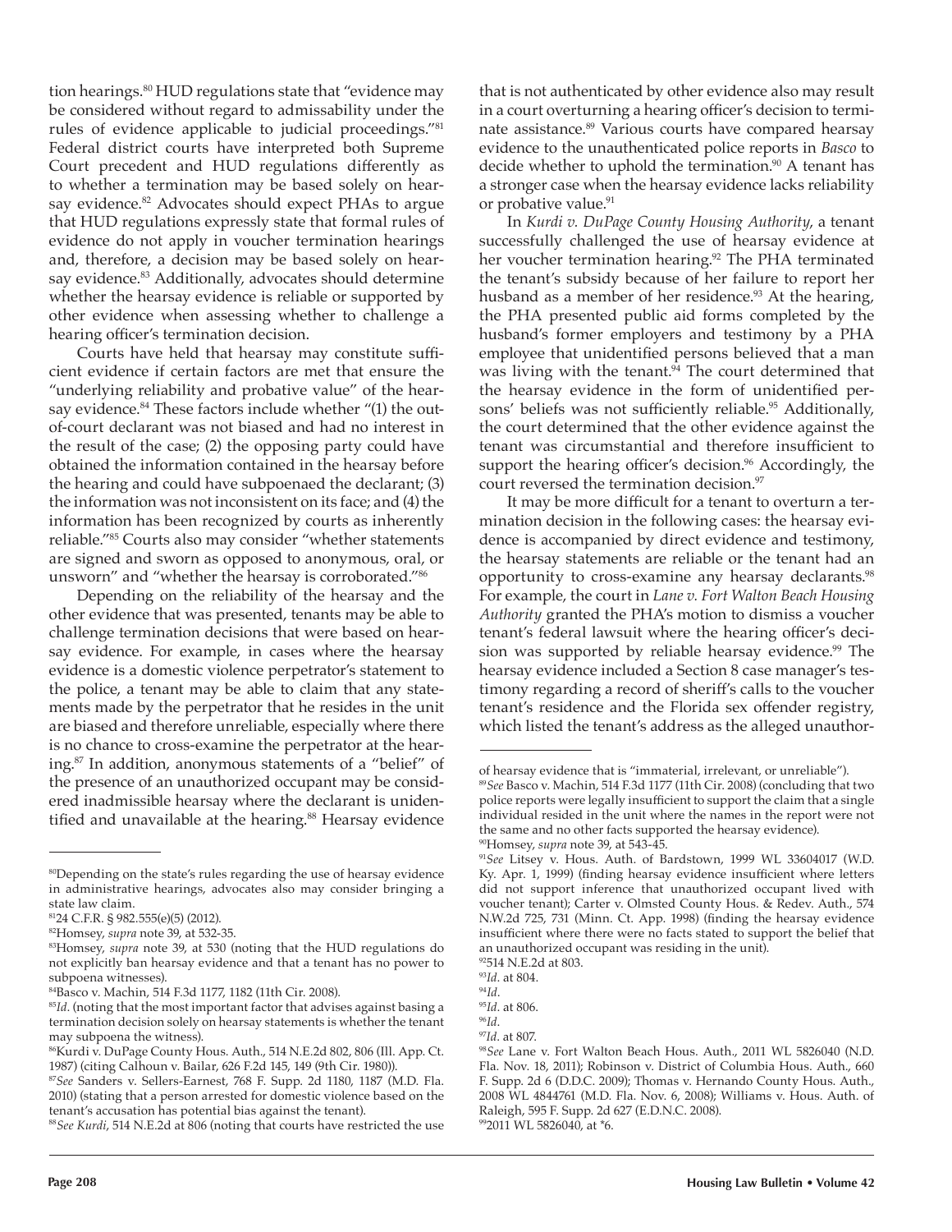tion hearings.[80] HUD regulations state that "evidence may be considered without regard to admissability under the rules of evidence applicable to judicial proceedings."[81] Federal district courts have interpreted both Supreme Court precedent and HUD regulations differently as to whether a termination may be based solely on hearsay evidence.[82] Advocates should expect PHAs to argue that HUD regulations expressly state that formal rules of evidence do not apply in voucher termination hearings and, therefore, a decision may be based solely on hearsay evidence.[83] Additionally, advocates should determine whether the hearsay evidence is reliable or supported by other evidence when assessing whether to challenge a hearing officer's termination decision.

Courts have held that hearsay may constitute sufficient evidence if certain factors are met that ensure the "underlying reliability and probative value" of the hearsay evidence.[84] These factors include whether "(1) the out-of-court declarant was not biased and had no interest in the result of the case; (2) the opposing party could have obtained the information contained in the hearsay before the hearing and could have subpoenaed the declarant; (3) the information was not inconsistent on its face; and (4) the information has been recognized by courts as inherently reliable."[85] Courts also may consider "whether statements are signed and sworn as opposed to anonymous, oral, or unsworn" and "whether the hearsay is corroborated."[86]

Depending on the reliability of the hearsay and the other evidence that was presented, tenants may be able to challenge termination decisions that were based on hearsay evidence. For example, in cases where the hearsay evidence is a domestic violence perpetrator's statement to the police, a tenant may be able to claim that any statements made by the perpetrator that he resides in the unit are biased and therefore unreliable, especially where there is no chance to cross-examine the perpetrator at the hearing.[87] In addition, anonymous statements of a "belief" of the presence of an unauthorized occupant may be considered inadmissible hearsay where the declarant is unidentified and unavailable at the hearing.[88] Hearsay evidence that is not authenticated by other evidence also may result in a court overturning a hearing officer's decision to terminate assistance.[89] Various courts have compared hearsay evidence to the unauthenticated police reports in *Basco* to decide whether to uphold the termination.[90] A tenant has a stronger case when the hearsay evidence lacks reliability or probative value.[91]

In *Kurdi v. DuPage County Housing Authority*, a tenant successfully challenged the use of hearsay evidence at her voucher termination hearing.[92] The PHA terminated the tenant's subsidy because of her failure to report her husband as a member of her residence.[93] At the hearing, the PHA presented public aid forms completed by the husband's former employers and testimony by a PHA employee that unidentified persons believed that a man was living with the tenant.[94] The court determined that the hearsay evidence in the form of unidentified persons' beliefs was not sufficiently reliable.[95] Additionally, the court determined that the other evidence against the tenant was circumstantial and therefore insufficient to support the hearing officer's decision.[96] Accordingly, the court reversed the termination decision.[97]

It may be more difficult for a tenant to overturn a termination decision in the following cases: the hearsay evidence is accompanied by direct evidence and testimony, the hearsay statements are reliable or the tenant had an opportunity to cross-examine any hearsay declarants.[98] For example, the court in *Lane v. Fort Walton Beach Housing Authority* granted the PHA's motion to dismiss a voucher tenant's federal lawsuit where the hearing officer's decision was supported by reliable hearsay evidence.[99] The hearsay evidence included a Section 8 case manager's testimony regarding a record of sheriff's calls to the voucher tenant's residence and the Florida sex offender registry, which listed the tenant's address as the alleged unauthor-

---

[80]Depending on the state's rules regarding the use of hearsay evidence in administrative hearings, advocates also may consider bringing a state law claim.

[81]24 C.F.R. § 982.555(e)(5) (2012).

[82]Homsey, *supra* note 39, at 532-35.

[83]Homsey, *supra* note 39, at 530 (noting that the HUD regulations do not explicitly ban hearsay evidence and that a tenant has no power to subpoena witnesses).

[84]Basco v. Machin, 514 F.3d 1177, 1182 (11th Cir. 2008).

[85]*Id.* (noting that the most important factor that advises against basing a termination decision solely on hearsay statements is whether the tenant may subpoena the witness).

[86]Kurdi v. DuPage County Hous. Auth., 514 N.E.2d 802, 806 (Ill. App. Ct. 1987) (citing Calhoun v. Bailar, 626 F.2d 145, 149 (9th Cir. 1980)).

[87]*See* Sanders v. Sellers-Earnest, 768 F. Supp. 2d 1180, 1187 (M.D. Fla. 2010) (stating that a person arrested for domestic violence based on the tenant's accusation has potential bias against the tenant).

[88]*See Kurdi*, 514 N.E.2d at 806 (noting that courts have restricted the use of hearsay evidence that is "immaterial, irrelevant, or unreliable").

[89]*See* Basco v. Machin, 514 F.3d 1177 (11th Cir. 2008) (concluding that two police reports were legally insufficient to support the claim that a single individual resided in the unit where the names in the report were not the same and no other facts supported the hearsay evidence).

[90]Homsey, *supra* note 39, at 543-45.

[91]*See* Litsey v. Hous. Auth. of Bardstown, 1999 WL 33604017 (W.D. Ky. Apr. 1, 1999) (finding hearsay evidence insufficient where letters did not support inference that unauthorized occupant lived with voucher tenant); Carter v. Olmsted County Hous. & Redev. Auth., 574 N.W.2d 725, 731 (Minn. Ct. App. 1998) (finding the hearsay evidence insufficient where there were no facts stated to support the belief that an unauthorized occupant was residing in the unit).

[92]514 N.E.2d at 803.

[93]*Id.* at 804.

[94]*Id.*

[95]*Id.* at 806.

[96]*Id.*

[97]*Id.* at 807.

[98]*See* Lane v. Fort Walton Beach Hous. Auth., 2011 WL 5826040 (N.D. Fla. Nov. 18, 2011); Robinson v. District of Columbia Hous. Auth., 660 F. Supp. 2d 6 (D.D.C. 2009); Thomas v. Hernando County Hous. Auth., 2008 WL 4844761 (M.D. Fla. Nov. 6, 2008); Williams v. Hous. Auth. of Raleigh, 595 F. Supp. 2d 627 (E.D.N.C. 2008).

[99]2011 WL 5826040, at *6.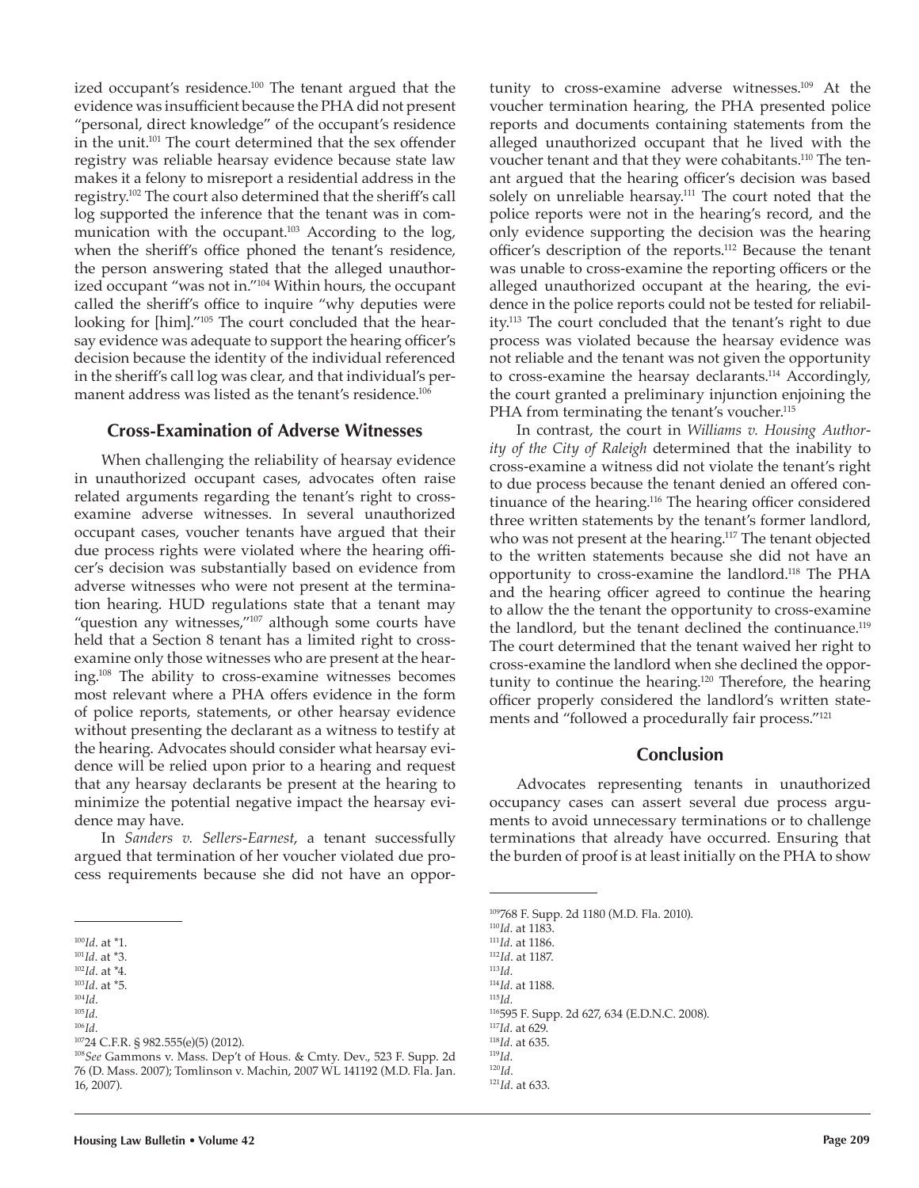ized occupant's residence.[100] The tenant argued that the evidence was insufficient because the PHA did not present "personal, direct knowledge" of the occupant's residence in the unit.[101] The court determined that the sex offender registry was reliable hearsay evidence because state law makes it a felony to misreport a residential address in the registry.[102] The court also determined that the sheriff's call log supported the inference that the tenant was in communication with the occupant.[103] According to the log, when the sheriff's office phoned the tenant's residence, the person answering stated that the alleged unauthorized occupant "was not in."[104] Within hours, the occupant called the sheriff's office to inquire "why deputies were looking for [him]."[105] The court concluded that the hearsay evidence was adequate to support the hearing officer's decision because the identity of the individual referenced in the sheriff's call log was clear, and that individual's permanent address was listed as the tenant's residence.[106]

## Cross-Examination of Adverse Witnesses

When challenging the reliability of hearsay evidence in unauthorized occupant cases, advocates often raise related arguments regarding the tenant's right to cross-examine adverse witnesses. In several unauthorized occupant cases, voucher tenants have argued that their due process rights were violated where the hearing officer's decision was substantially based on evidence from adverse witnesses who were not present at the termination hearing. HUD regulations state that a tenant may "question any witnesses,"[107] although some courts have held that a Section 8 tenant has a limited right to cross-examine only those witnesses who are present at the hearing.[108] The ability to cross-examine witnesses becomes most relevant where a PHA offers evidence in the form of police reports, statements, or other hearsay evidence without presenting the declarant as a witness to testify at the hearing. Advocates should consider what hearsay evidence will be relied upon prior to a hearing and request that any hearsay declarants be present at the hearing to minimize the potential negative impact the hearsay evidence may have.

In *Sanders v. Sellers-Earnest*, a tenant successfully argued that termination of her voucher violated due process requirements because she did not have an opportunity to cross-examine adverse witnesses.[109] At the voucher termination hearing, the PHA presented police reports and documents containing statements from the alleged unauthorized occupant that he lived with the voucher tenant and that they were cohabitants.[110] The tenant argued that the hearing officer's decision was based solely on unreliable hearsay.[111] The court noted that the police reports were not in the hearing's record, and the only evidence supporting the decision was the hearing officer's description of the reports.[112] Because the tenant was unable to cross-examine the reporting officers or the alleged unauthorized occupant at the hearing, the evidence in the police reports could not be tested for reliability.[113] The court concluded that the tenant's right to due process was violated because the hearsay evidence was not reliable and the tenant was not given the opportunity to cross-examine the hearsay declarants.[114] Accordingly, the court granted a preliminary injunction enjoining the PHA from terminating the tenant's voucher.[115]

In contrast, the court in *Williams v. Housing Authority of the City of Raleigh* determined that the inability to cross-examine a witness did not violate the tenant's right to due process because the tenant denied an offered continuance of the hearing.[116] The hearing officer considered three written statements by the tenant's former landlord, who was not present at the hearing.[117] The tenant objected to the written statements because she did not have an opportunity to cross-examine the landlord.[118] The PHA and the hearing officer agreed to continue the hearing to allow the the tenant the opportunity to cross-examine the landlord, but the tenant declined the continuance.[119] The court determined that the tenant waived her right to cross-examine the landlord when she declined the opportunity to continue the hearing.[120] Therefore, the hearing officer properly considered the landlord's written statements and "followed a procedurally fair process."[121]

## Conclusion

Advocates representing tenants in unauthorized occupancy cases can assert several due process arguments to avoid unnecessary terminations or to challenge terminations that already have occurred. Ensuring that the burden of proof is at least initially on the PHA to show

---

[100] *Id*. at *1.
[101] *Id*. at *3.
[102] *Id*. at *4.
[103] *Id*. at *5.
[104] *Id*.
[105] *Id*.
[106] *Id*.
[107] 24 C.F.R. § 982.555(e)(5) (2012).
[108] *See* Gammons v. Mass. Dep't of Hous. & Cmty. Dev., 523 F. Supp. 2d 76 (D. Mass. 2007); Tomlinson v. Machin, 2007 WL 141192 (M.D. Fla. Jan. 16, 2007).
[109] 768 F. Supp. 2d 1180 (M.D. Fla. 2010).
[110] *Id*. at 1183.
[111] *Id*. at 1186.
[112] *Id*. at 1187.
[113] *Id*.
[114] *Id*. at 1188.
[115] *Id*.
[116] 595 F. Supp. 2d 627, 634 (E.D.N.C. 2008).
[117] *Id*. at 629.
[118] *Id*. at 635.
[119] *Id*.
[120] *Id*.
[121] *Id*. at 633.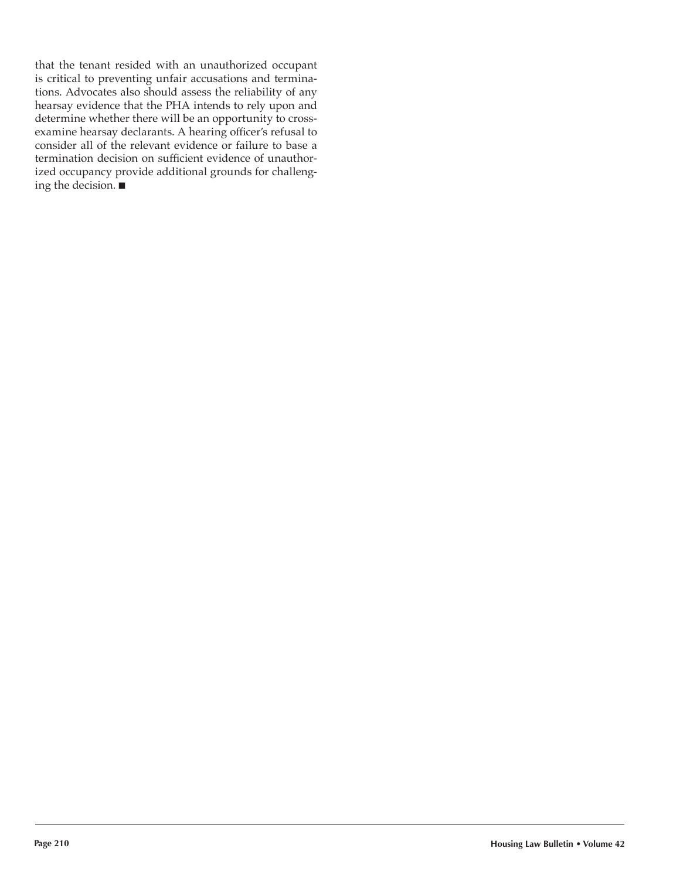that the tenant resided with an unauthorized occupant is critical to preventing unfair accusations and terminations. Advocates also should assess the reliability of any hearsay evidence that the PHA intends to rely upon and determine whether there will be an opportunity to cross-examine hearsay declarants. A hearing officer's refusal to consider all of the relevant evidence or failure to base a termination decision on sufficient evidence of unauthorized occupancy provide additional grounds for challenging the decision. ■